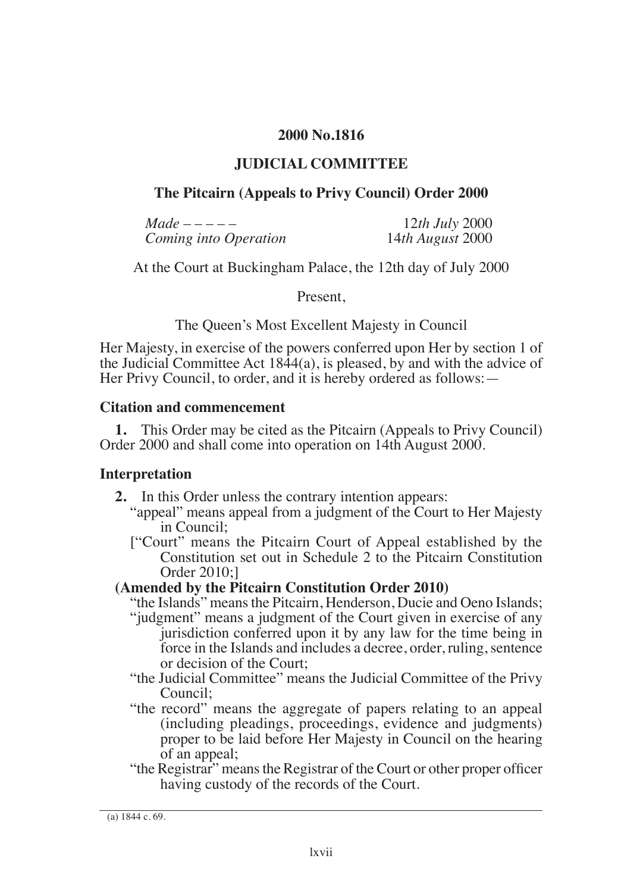**2000 No.1816**

**JUDICIAL COMMITTEE**

**The Pitcairn (Appeals to Privy Council) Order 2000**

| | |
|---|---|
| *Made – – – – –* | 12*th July* 2000 |
| *Coming into Operation* | 14*th August* 2000 |

At the Court at Buckingham Palace, the 12th day of July 2000

Present,

The Queen's Most Excellent Majesty in Council

Her Majesty, in exercise of the powers conferred upon Her by section 1 of the Judicial Committee Act 1844(a), is pleased, by and with the advice of Her Privy Council, to order, and it is hereby ordered as follows:—

### Citation and commencement

**1.** This Order may be cited as the Pitcairn (Appeals to Privy Council) Order 2000 and shall come into operation on 14th August 2000.

### Interpretation

**2.** In this Order unless the contrary intention appears:

"appeal" means appeal from a judgment of the Court to Her Majesty in Council;

["Court" means the Pitcairn Court of Appeal established by the Constitution set out in Schedule 2 to the Pitcairn Constitution Order 2010;]

**(Amended by the Pitcairn Constitution Order 2010)**

"the Islands" means the Pitcairn, Henderson, Ducie and Oeno Islands;

"judgment" means a judgment of the Court given in exercise of any jurisdiction conferred upon it by any law for the time being in force in the Islands and includes a decree, order, ruling, sentence or decision of the Court;

"the Judicial Committee" means the Judicial Committee of the Privy Council;

"the record" means the aggregate of papers relating to an appeal (including pleadings, proceedings, evidence and judgments) proper to be laid before Her Majesty in Council on the hearing of an appeal;

"the Registrar" means the Registrar of the Court or other proper officer having custody of the records of the Court.

(a) 1844 c. 69.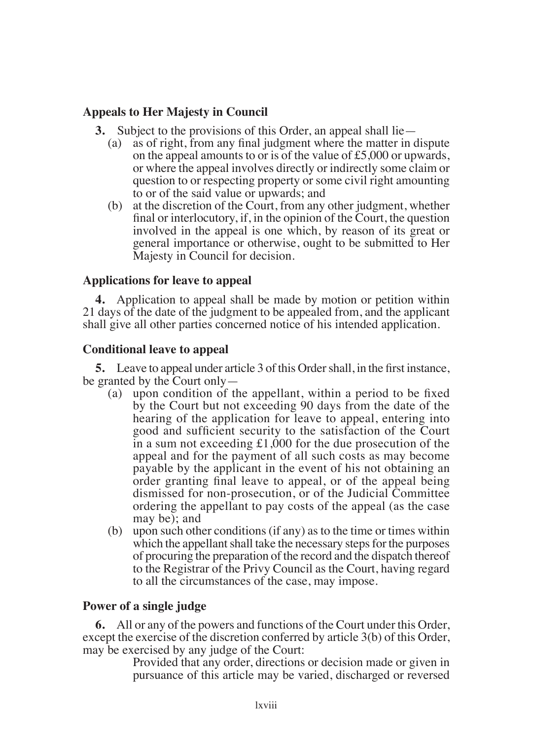### Appeals to Her Majesty in Council

**3.** Subject to the provisions of this Order, an appeal shall lie—

(a) as of right, from any final judgment where the matter in dispute on the appeal amounts to or is of the value of £5,000 or upwards, or where the appeal involves directly or indirectly some claim or question to or respecting property or some civil right amounting to or of the said value or upwards; and

(b) at the discretion of the Court, from any other judgment, whether final or interlocutory, if, in the opinion of the Court, the question involved in the appeal is one which, by reason of its great or general importance or otherwise, ought to be submitted to Her Majesty in Council for decision.

### Applications for leave to appeal

**4.** Application to appeal shall be made by motion or petition within 21 days of the date of the judgment to be appealed from, and the applicant shall give all other parties concerned notice of his intended application.

### Conditional leave to appeal

**5.** Leave to appeal under article 3 of this Order shall, in the first instance, be granted by the Court only—

(a) upon condition of the appellant, within a period to be fixed by the Court but not exceeding 90 days from the date of the hearing of the application for leave to appeal, entering into good and sufficient security to the satisfaction of the Court in a sum not exceeding £1,000 for the due prosecution of the appeal and for the payment of all such costs as may become payable by the applicant in the event of his not obtaining an order granting final leave to appeal, or of the appeal being dismissed for non-prosecution, or of the Judicial Committee ordering the appellant to pay costs of the appeal (as the case may be); and

(b) upon such other conditions (if any) as to the time or times within which the appellant shall take the necessary steps for the purposes of procuring the preparation of the record and the dispatch thereof to the Registrar of the Privy Council as the Court, having regard to all the circumstances of the case, may impose.

### Power of a single judge

**6.** All or any of the powers and functions of the Court under this Order, except the exercise of the discretion conferred by article 3(b) of this Order, may be exercised by any judge of the Court:

Provided that any order, directions or decision made or given in pursuance of this article may be varied, discharged or reversed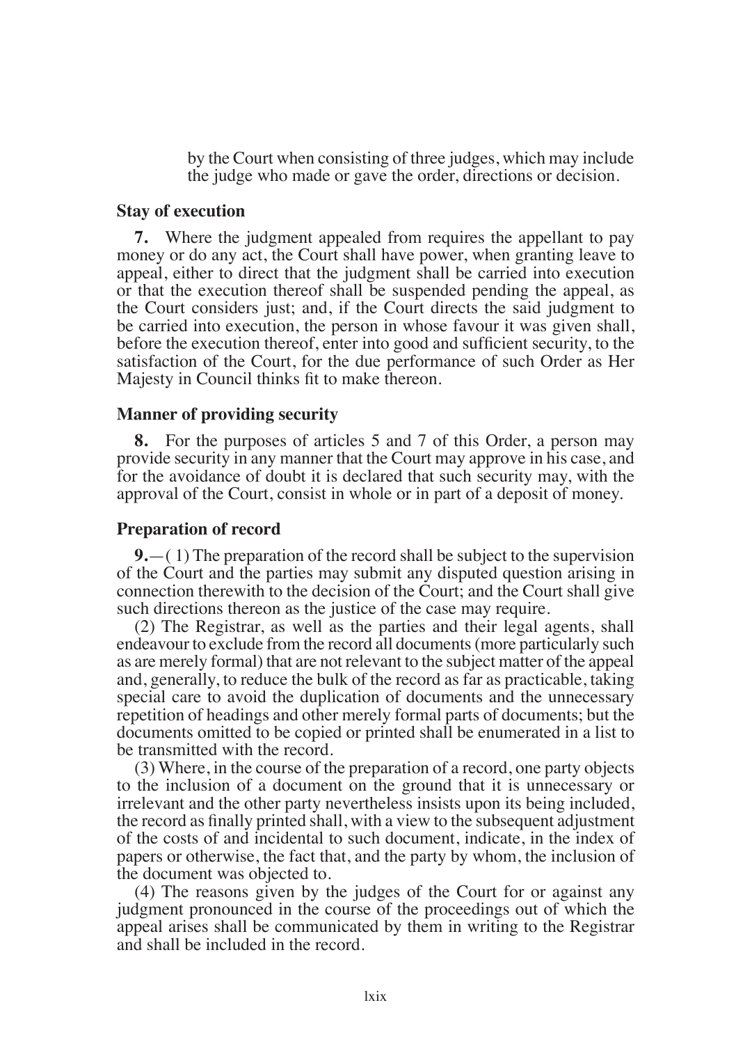by the Court when consisting of three judges, which may include the judge who made or gave the order, directions or decision.

### Stay of execution

**7.** Where the judgment appealed from requires the appellant to pay money or do any act, the Court shall have power, when granting leave to appeal, either to direct that the judgment shall be carried into execution or that the execution thereof shall be suspended pending the appeal, as the Court considers just; and, if the Court directs the said judgment to be carried into execution, the person in whose favour it was given shall, before the execution thereof, enter into good and sufficient security, to the satisfaction of the Court, for the due performance of such Order as Her Majesty in Council thinks fit to make thereon.

### Manner of providing security

**8.** For the purposes of articles 5 and 7 of this Order, a person may provide security in any manner that the Court may approve in his case, and for the avoidance of doubt it is declared that such security may, with the approval of the Court, consist in whole or in part of a deposit of money.

### Preparation of record

**9.**—( 1) The preparation of the record shall be subject to the supervision of the Court and the parties may submit any disputed question arising in connection therewith to the decision of the Court; and the Court shall give such directions thereon as the justice of the case may require.

(2) The Registrar, as well as the parties and their legal agents, shall endeavour to exclude from the record all documents (more particularly such as are merely formal) that are not relevant to the subject matter of the appeal and, generally, to reduce the bulk of the record as far as practicable, taking special care to avoid the duplication of documents and the unnecessary repetition of headings and other merely formal parts of documents; but the documents omitted to be copied or printed shall be enumerated in a list to be transmitted with the record.

(3) Where, in the course of the preparation of a record, one party objects to the inclusion of a document on the ground that it is unnecessary or irrelevant and the other party nevertheless insists upon its being included, the record as finally printed shall, with a view to the subsequent adjustment of the costs of and incidental to such document, indicate, in the index of papers or otherwise, the fact that, and the party by whom, the inclusion of the document was objected to.

(4) The reasons given by the judges of the Court for or against any judgment pronounced in the course of the proceedings out of which the appeal arises shall be communicated by them in writing to the Registrar and shall be included in the record.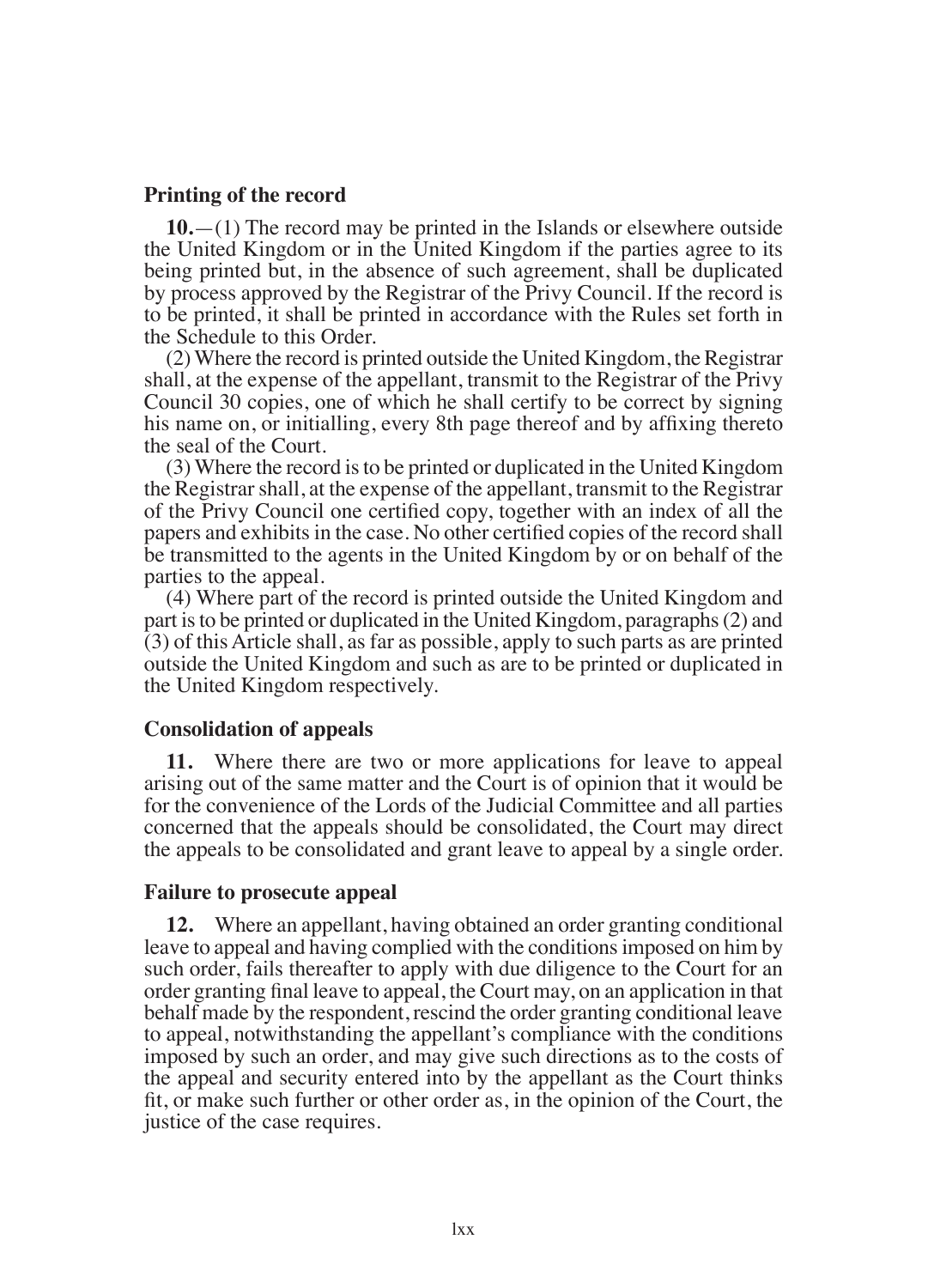### Printing of the record

**10.**—(1) The record may be printed in the Islands or elsewhere outside the United Kingdom or in the United Kingdom if the parties agree to its being printed but, in the absence of such agreement, shall be duplicated by process approved by the Registrar of the Privy Council. If the record is to be printed, it shall be printed in accordance with the Rules set forth in the Schedule to this Order.

(2) Where the record is printed outside the United Kingdom, the Registrar shall, at the expense of the appellant, transmit to the Registrar of the Privy Council 30 copies, one of which he shall certify to be correct by signing his name on, or initialling, every 8th page thereof and by affixing thereto the seal of the Court.

(3) Where the record is to be printed or duplicated in the United Kingdom the Registrar shall, at the expense of the appellant, transmit to the Registrar of the Privy Council one certified copy, together with an index of all the papers and exhibits in the case. No other certified copies of the record shall be transmitted to the agents in the United Kingdom by or on behalf of the parties to the appeal.

(4) Where part of the record is printed outside the United Kingdom and part is to be printed or duplicated in the United Kingdom, paragraphs (2) and (3) of this Article shall, as far as possible, apply to such parts as are printed outside the United Kingdom and such as are to be printed or duplicated in the United Kingdom respectively.

### Consolidation of appeals

**11.** Where there are two or more applications for leave to appeal arising out of the same matter and the Court is of opinion that it would be for the convenience of the Lords of the Judicial Committee and all parties concerned that the appeals should be consolidated, the Court may direct the appeals to be consolidated and grant leave to appeal by a single order.

### Failure to prosecute appeal

**12.** Where an appellant, having obtained an order granting conditional leave to appeal and having complied with the conditions imposed on him by such order, fails thereafter to apply with due diligence to the Court for an order granting final leave to appeal, the Court may, on an application in that behalf made by the respondent, rescind the order granting conditional leave to appeal, notwithstanding the appellant's compliance with the conditions imposed by such an order, and may give such directions as to the costs of the appeal and security entered into by the appellant as the Court thinks fit, or make such further or other order as, in the opinion of the Court, the justice of the case requires.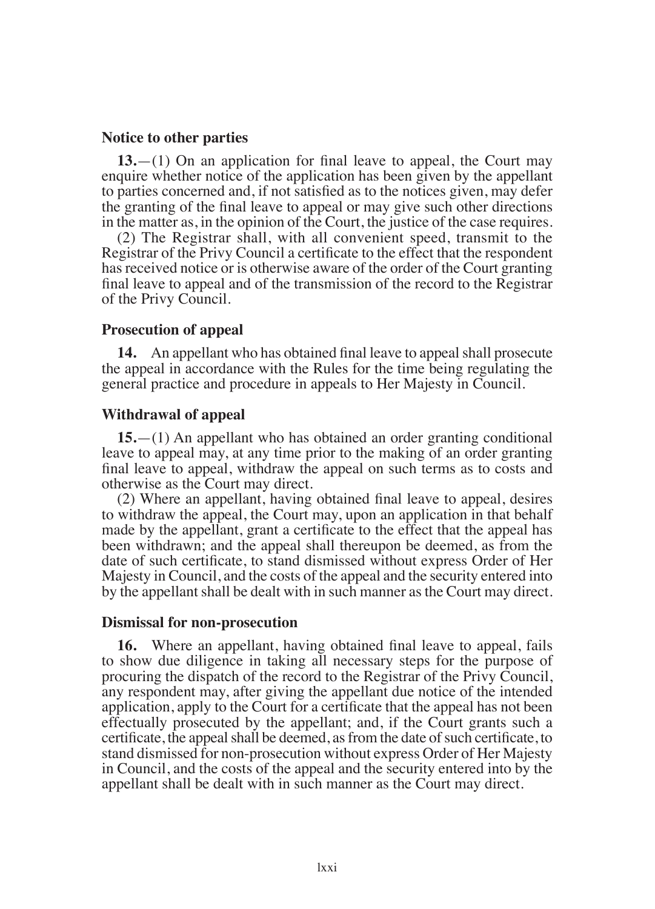### Notice to other parties

**13.**—(1) On an application for final leave to appeal, the Court may enquire whether notice of the application has been given by the appellant to parties concerned and, if not satisfied as to the notices given, may defer the granting of the final leave to appeal or may give such other directions in the matter as, in the opinion of the Court, the justice of the case requires.

(2) The Registrar shall, with all convenient speed, transmit to the Registrar of the Privy Council a certificate to the effect that the respondent has received notice or is otherwise aware of the order of the Court granting final leave to appeal and of the transmission of the record to the Registrar of the Privy Council.

### Prosecution of appeal

**14.** An appellant who has obtained final leave to appeal shall prosecute the appeal in accordance with the Rules for the time being regulating the general practice and procedure in appeals to Her Majesty in Council.

### Withdrawal of appeal

**15.**—(1) An appellant who has obtained an order granting conditional leave to appeal may, at any time prior to the making of an order granting final leave to appeal, withdraw the appeal on such terms as to costs and otherwise as the Court may direct.

(2) Where an appellant, having obtained final leave to appeal, desires to withdraw the appeal, the Court may, upon an application in that behalf made by the appellant, grant a certificate to the effect that the appeal has been withdrawn; and the appeal shall thereupon be deemed, as from the date of such certificate, to stand dismissed without express Order of Her Majesty in Council, and the costs of the appeal and the security entered into by the appellant shall be dealt with in such manner as the Court may direct.

### Dismissal for non-prosecution

**16.** Where an appellant, having obtained final leave to appeal, fails to show due diligence in taking all necessary steps for the purpose of procuring the dispatch of the record to the Registrar of the Privy Council, any respondent may, after giving the appellant due notice of the intended application, apply to the Court for a certificate that the appeal has not been effectually prosecuted by the appellant; and, if the Court grants such a certificate, the appeal shall be deemed, as from the date of such certificate, to stand dismissed for non-prosecution without express Order of Her Majesty in Council, and the costs of the appeal and the security entered into by the appellant shall be dealt with in such manner as the Court may direct.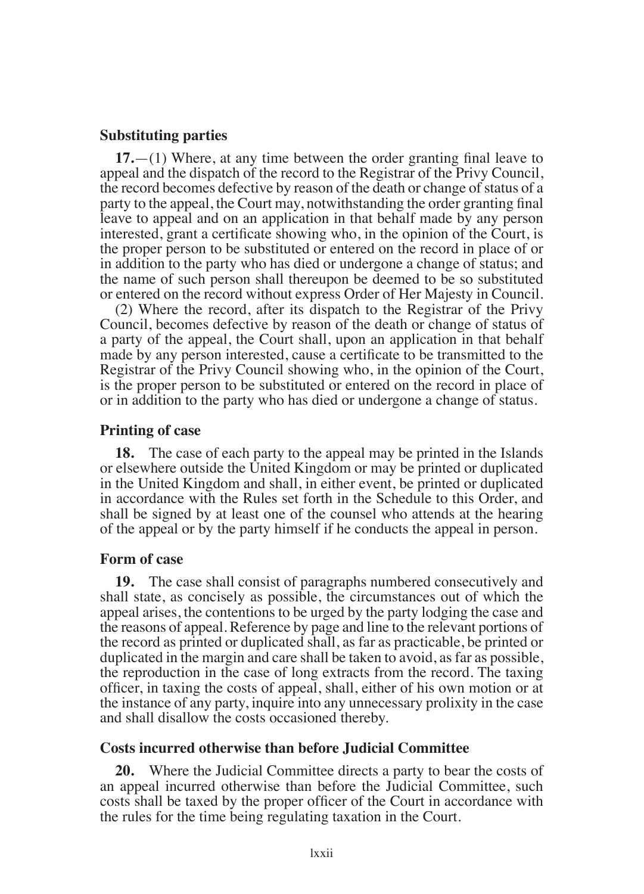### Substituting parties

**17.**—(1) Where, at any time between the order granting final leave to appeal and the dispatch of the record to the Registrar of the Privy Council, the record becomes defective by reason of the death or change of status of a party to the appeal, the Court may, notwithstanding the order granting final leave to appeal and on an application in that behalf made by any person interested, grant a certificate showing who, in the opinion of the Court, is the proper person to be substituted or entered on the record in place of or in addition to the party who has died or undergone a change of status; and the name of such person shall thereupon be deemed to be so substituted or entered on the record without express Order of Her Majesty in Council.

(2) Where the record, after its dispatch to the Registrar of the Privy Council, becomes defective by reason of the death or change of status of a party of the appeal, the Court shall, upon an application in that behalf made by any person interested, cause a certificate to be transmitted to the Registrar of the Privy Council showing who, in the opinion of the Court, is the proper person to be substituted or entered on the record in place of or in addition to the party who has died or undergone a change of status.

### Printing of case

**18.** The case of each party to the appeal may be printed in the Islands or elsewhere outside the United Kingdom or may be printed or duplicated in the United Kingdom and shall, in either event, be printed or duplicated in accordance with the Rules set forth in the Schedule to this Order, and shall be signed by at least one of the counsel who attends at the hearing of the appeal or by the party himself if he conducts the appeal in person.

### Form of case

**19.** The case shall consist of paragraphs numbered consecutively and shall state, as concisely as possible, the circumstances out of which the appeal arises, the contentions to be urged by the party lodging the case and the reasons of appeal. Reference by page and line to the relevant portions of the record as printed or duplicated shall, as far as practicable, be printed or duplicated in the margin and care shall be taken to avoid, as far as possible, the reproduction in the case of long extracts from the record. The taxing officer, in taxing the costs of appeal, shall, either of his own motion or at the instance of any party, inquire into any unnecessary prolixity in the case and shall disallow the costs occasioned thereby.

### Costs incurred otherwise than before Judicial Committee

**20.** Where the Judicial Committee directs a party to bear the costs of an appeal incurred otherwise than before the Judicial Committee, such costs shall be taxed by the proper officer of the Court in accordance with the rules for the time being regulating taxation in the Court.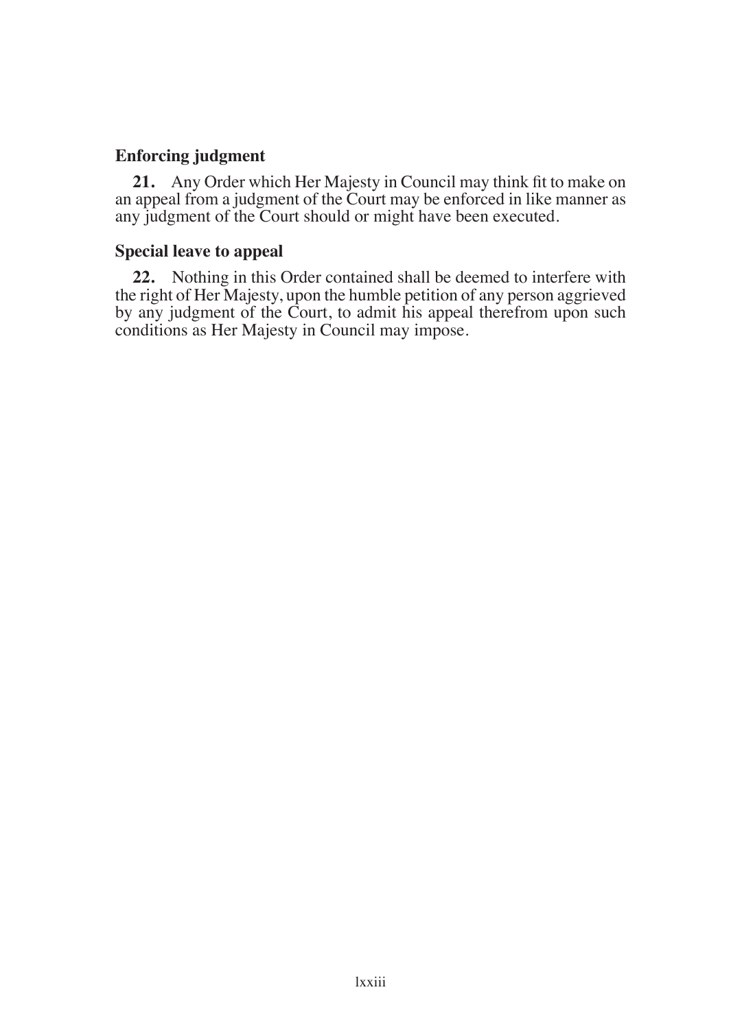### Enforcing judgment

**21.** Any Order which Her Majesty in Council may think fit to make on an appeal from a judgment of the Court may be enforced in like manner as any judgment of the Court should or might have been executed.

### Special leave to appeal

**22.** Nothing in this Order contained shall be deemed to interfere with the right of Her Majesty, upon the humble petition of any person aggrieved by any judgment of the Court, to admit his appeal therefrom upon such conditions as Her Majesty in Council may impose.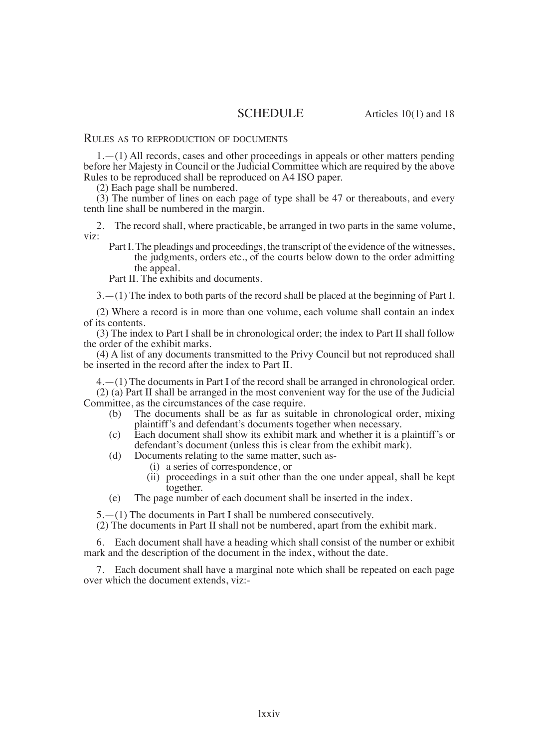# SCHEDULE

Articles 10(1) and 18

RULES AS TO REPRODUCTION OF DOCUMENTS

1.—(1) All records, cases and other proceedings in appeals or other matters pending before her Majesty in Council or the Judicial Committee which are required by the above Rules to be reproduced shall be reproduced on A4 ISO paper.

(2) Each page shall be numbered.

(3) The number of lines on each page of type shall be 47 or thereabouts, and every tenth line shall be numbered in the margin.

2. The record shall, where practicable, be arranged in two parts in the same volume, viz:

Part I. The pleadings and proceedings, the transcript of the evidence of the witnesses, the judgments, orders etc., of the courts below down to the order admitting the appeal.

Part II. The exhibits and documents.

3.—(1) The index to both parts of the record shall be placed at the beginning of Part I.

(2) Where a record is in more than one volume, each volume shall contain an index of its contents.

(3) The index to Part I shall be in chronological order; the index to Part II shall follow the order of the exhibit marks.

(4) A list of any documents transmitted to the Privy Council but not reproduced shall be inserted in the record after the index to Part II.

4.—(1) The documents in Part I of the record shall be arranged in chronological order.

(2) (a) Part II shall be arranged in the most convenient way for the use of the Judicial Committee, as the circumstances of the case require.

(b) The documents shall be as far as suitable in chronological order, mixing plaintiff's and defendant's documents together when necessary.

(c) Each document shall show its exhibit mark and whether it is a plaintiff's or defendant's document (unless this is clear from the exhibit mark).

(d) Documents relating to the same matter, such as-

(i) a series of correspondence, or

(ii) proceedings in a suit other than the one under appeal, shall be kept together.

(e) The page number of each document shall be inserted in the index.

5.—(1) The documents in Part I shall be numbered consecutively.

(2) The documents in Part II shall not be numbered, apart from the exhibit mark.

6. Each document shall have a heading which shall consist of the number or exhibit mark and the description of the document in the index, without the date.

7. Each document shall have a marginal note which shall be repeated on each page over which the document extends, viz:-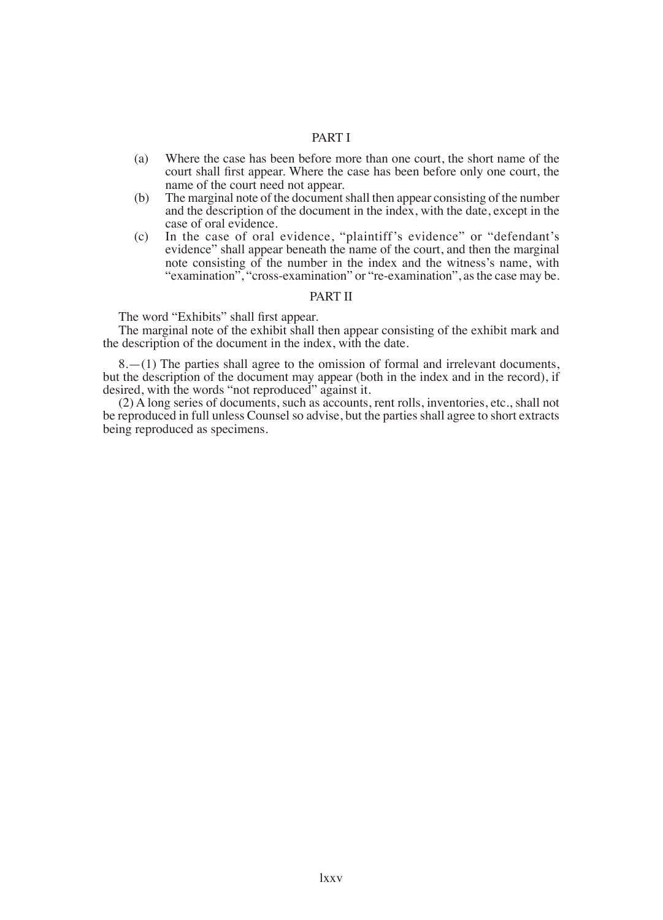## PART I

(a) Where the case has been before more than one court, the short name of the court shall first appear. Where the case has been before only one court, the name of the court need not appear.

(b) The marginal note of the document shall then appear consisting of the number and the description of the document in the index, with the date, except in the case of oral evidence.

(c) In the case of oral evidence, "plaintiff's evidence" or "defendant's evidence" shall appear beneath the name of the court, and then the marginal note consisting of the number in the index and the witness's name, with "examination", "cross-examination" or "re-examination", as the case may be.

## PART II

The word "Exhibits" shall first appear.

The marginal note of the exhibit shall then appear consisting of the exhibit mark and the description of the document in the index, with the date.

8.—(1) The parties shall agree to the omission of formal and irrelevant documents, but the description of the document may appear (both in the index and in the record), if desired, with the words "not reproduced" against it.

(2) A long series of documents, such as accounts, rent rolls, inventories, etc., shall not be reproduced in full unless Counsel so advise, but the parties shall agree to short extracts being reproduced as specimens.